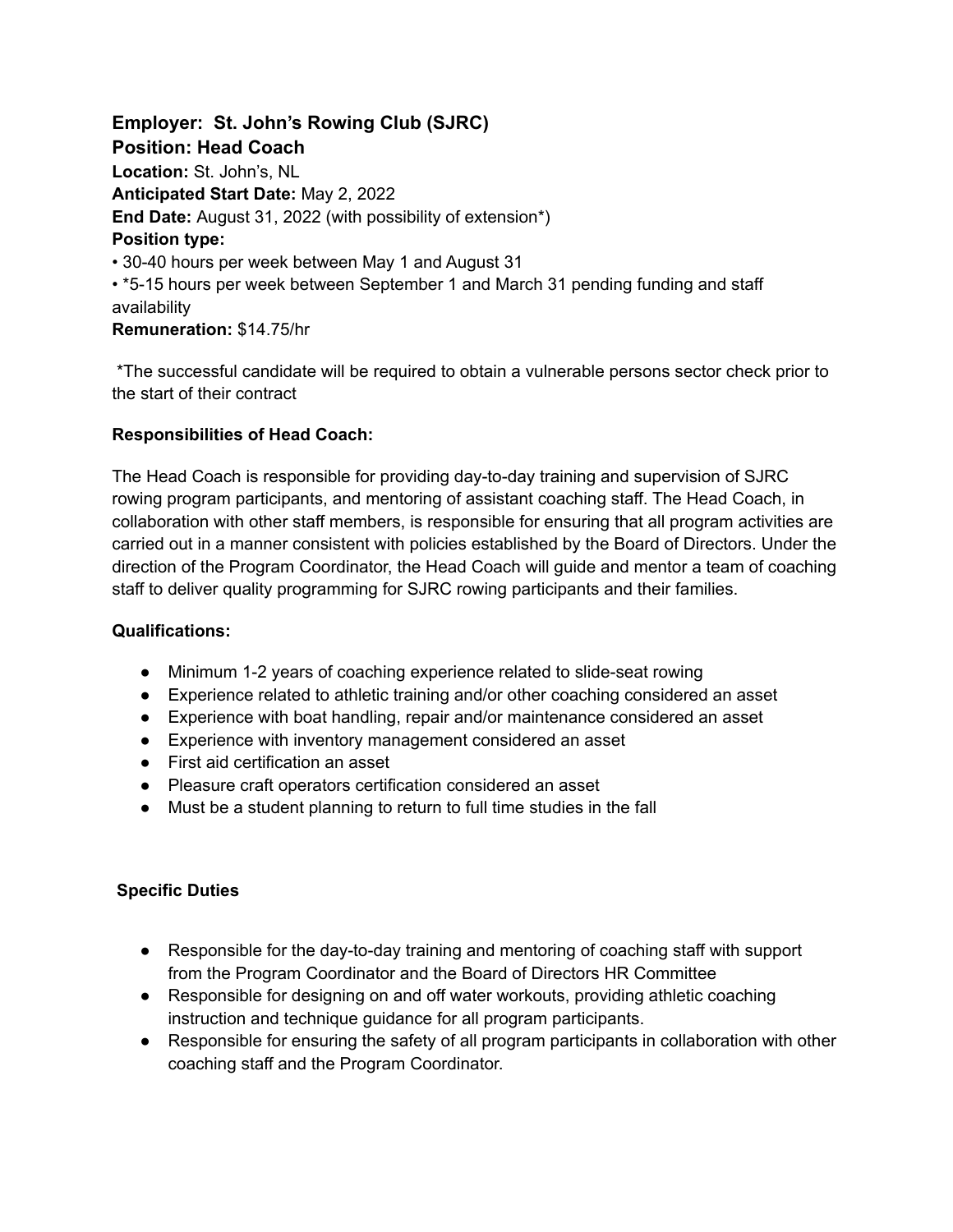**Employer: St. John's Rowing Club (SJRC)**
**Position: Head Coach**
**Location:** St. John's, NL
**Anticipated Start Date:** May 2, 2022
**End Date:** August 31, 2022 (with possibility of extension*)
**Position type:**
• 30-40 hours per week between May 1 and August 31
• *5-15 hours per week between September 1 and March 31 pending funding and staff availability
**Remuneration:** $14.75/hr

*The successful candidate will be required to obtain a vulnerable persons sector check prior to the start of their contract

**Responsibilities of Head Coach:**

The Head Coach is responsible for providing day-to-day training and supervision of SJRC rowing program participants, and mentoring of assistant coaching staff. The Head Coach, in collaboration with other staff members, is responsible for ensuring that all program activities are carried out in a manner consistent with policies established by the Board of Directors. Under the direction of the Program Coordinator, the Head Coach will guide and mentor a team of coaching staff to deliver quality programming for SJRC rowing participants and their families.

**Qualifications:**

- Minimum 1-2 years of coaching experience related to slide-seat rowing
- Experience related to athletic training and/or other coaching considered an asset
- Experience with boat handling, repair and/or maintenance considered an asset
- Experience with inventory management considered an asset
- First aid certification an asset
- Pleasure craft operators certification considered an asset
- Must be a student planning to return to full time studies in the fall

**Specific Duties**

- Responsible for the day-to-day training and mentoring of coaching staff with support from the Program Coordinator and the Board of Directors HR Committee
- Responsible for designing on and off water workouts, providing athletic coaching instruction and technique guidance for all program participants.
- Responsible for ensuring the safety of all program participants in collaboration with other coaching staff and the Program Coordinator.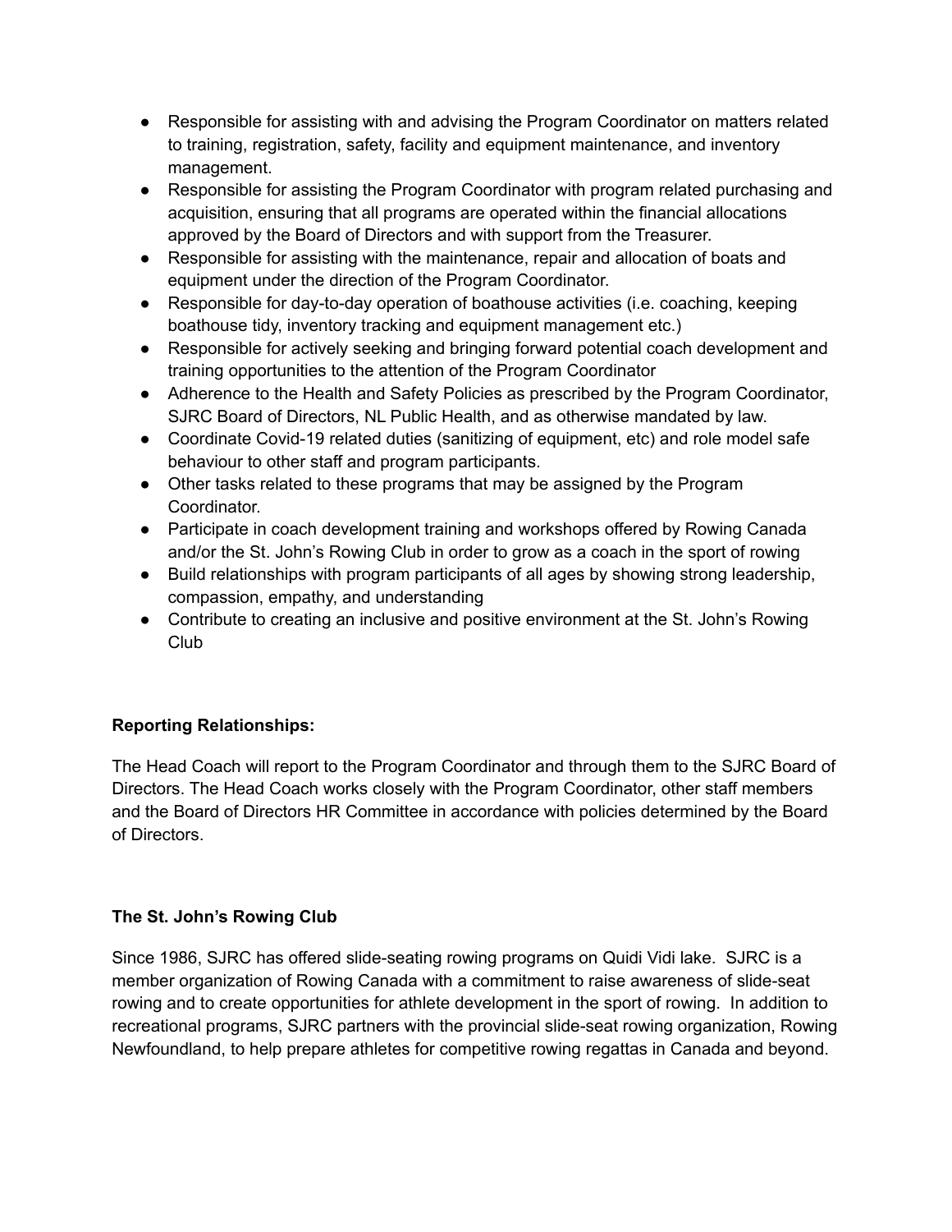- Responsible for assisting with and advising the Program Coordinator on matters related to training, registration, safety, facility and equipment maintenance, and inventory management.
- Responsible for assisting the Program Coordinator with program related purchasing and acquisition, ensuring that all programs are operated within the financial allocations approved by the Board of Directors and with support from the Treasurer.
- Responsible for assisting with the maintenance, repair and allocation of boats and equipment under the direction of the Program Coordinator.
- Responsible for day-to-day operation of boathouse activities (i.e. coaching, keeping boathouse tidy, inventory tracking and equipment management etc.)
- Responsible for actively seeking and bringing forward potential coach development and training opportunities to the attention of the Program Coordinator
- Adherence to the Health and Safety Policies as prescribed by the Program Coordinator, SJRC Board of Directors, NL Public Health, and as otherwise mandated by law.
- Coordinate Covid-19 related duties (sanitizing of equipment, etc) and role model safe behaviour to other staff and program participants.
- Other tasks related to these programs that may be assigned by the Program Coordinator.
- Participate in coach development training and workshops offered by Rowing Canada and/or the St. John's Rowing Club in order to grow as a coach in the sport of rowing
- Build relationships with program participants of all ages by showing strong leadership, compassion, empathy, and understanding
- Contribute to creating an inclusive and positive environment at the St. John's Rowing Club

**Reporting Relationships:**

The Head Coach will report to the Program Coordinator and through them to the SJRC Board of Directors. The Head Coach works closely with the Program Coordinator, other staff members and the Board of Directors HR Committee in accordance with policies determined by the Board of Directors.

**The St. John's Rowing Club**

Since 1986, SJRC has offered slide-seating rowing programs on Quidi Vidi lake. SJRC is a member organization of Rowing Canada with a commitment to raise awareness of slide-seat rowing and to create opportunities for athlete development in the sport of rowing. In addition to recreational programs, SJRC partners with the provincial slide-seat rowing organization, Rowing Newfoundland, to help prepare athletes for competitive rowing regattas in Canada and beyond.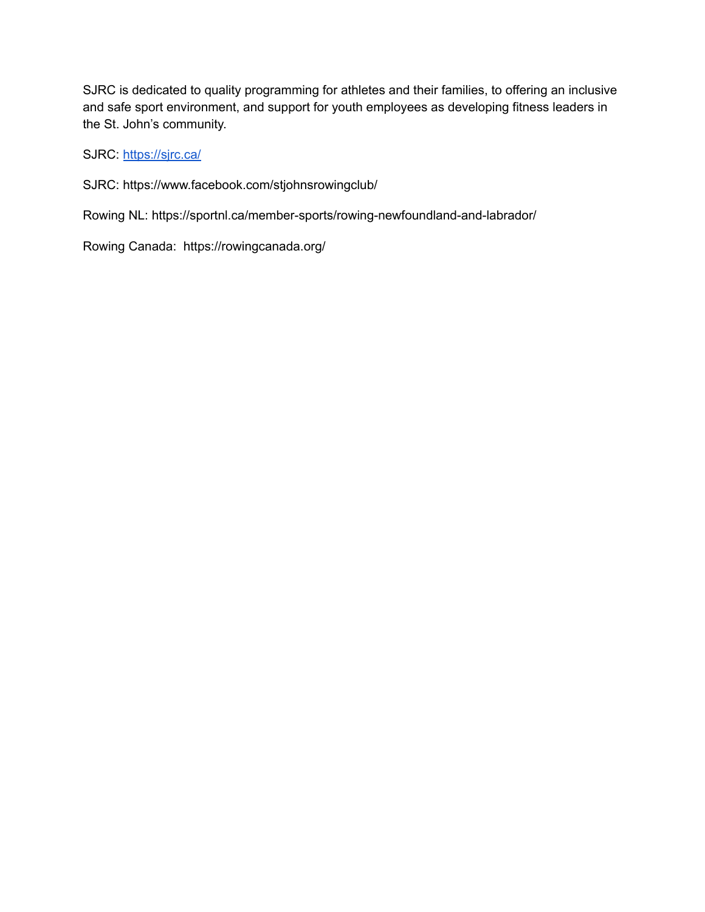SJRC is dedicated to quality programming for athletes and their families, to offering an inclusive and safe sport environment, and support for youth employees as developing fitness leaders in the St. John's community.

SJRC: [https://sjrc.ca/](https://sjrc.ca/)

SJRC: https://www.facebook.com/stjohnsrowingclub/

Rowing NL: https://sportnl.ca/member-sports/rowing-newfoundland-and-labrador/

Rowing Canada: https://rowingcanada.org/